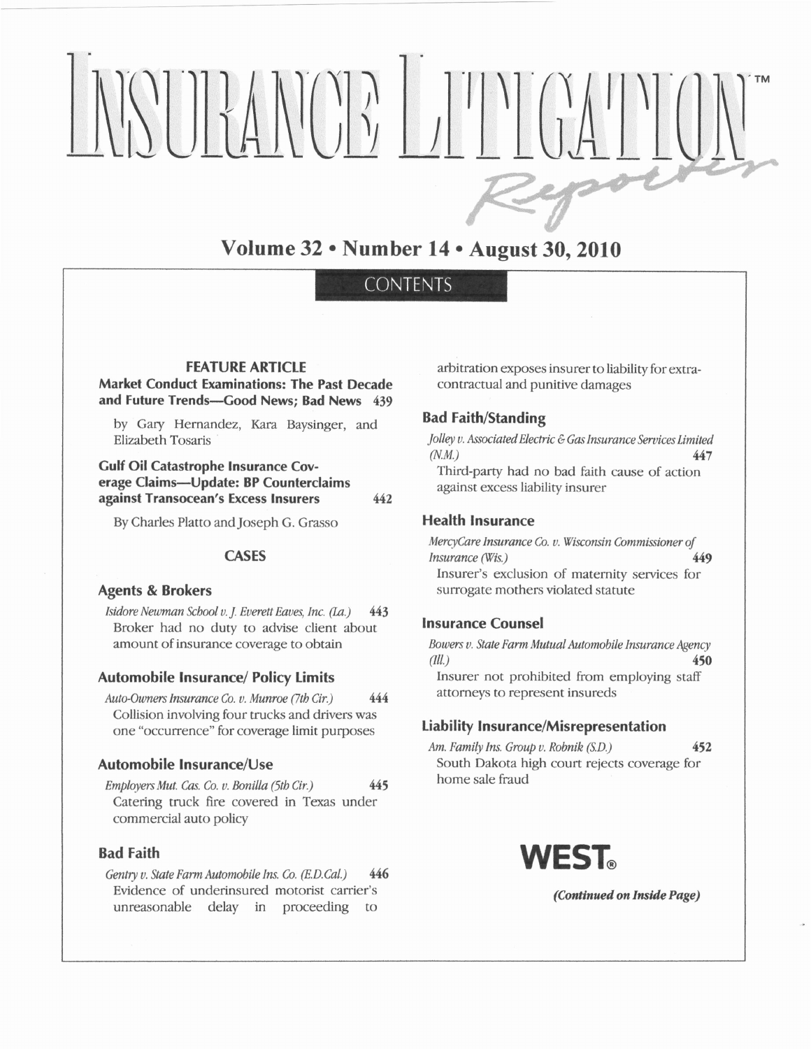# INSURANCE LITIGATION™ *Reporter*

## Volume 32 • Number 14 • August 30, 2010

### CONTENTS

#### FEATURE ARTICLE

**Market Conduct Examinations: The Past Decade and Future Trends—Good News; Bad News** 439

by Gary Hernandez, Kara Baysinger, and Elizabeth Tosaris

**Gulf Oil Catastrophe Insurance Coverage Claims—Update: BP Counterclaims against Transocean's Excess Insurers** 442

By Charles Platto and Joseph G. Grasso

#### CASES

**Agents & Brokers**

*Isidore Newman School v. J. Everett Eaves, Inc. (La.)* 443
Broker had no duty to advise client about amount of insurance coverage to obtain

**Automobile Insurance/ Policy Limits**

*Auto-Owners Insurance Co. v. Munroe (7th Cir.)* 444
Collision involving four trucks and drivers was one "occurrence" for coverage limit purposes

**Automobile Insurance/Use**

*Employers Mut. Cas. Co. v. Bonilla (5th Cir.)* 445
Catering truck fire covered in Texas under commercial auto policy

**Bad Faith**

*Gentry v. State Farm Automobile Ins. Co. (E.D.Cal.)* 446
Evidence of underinsured motorist carrier's unreasonable delay in proceeding to arbitration exposes insurer to liability for extra-contractual and punitive damages

**Bad Faith/Standing**

*Jolley v. Associated Electric & Gas Insurance Services Limited (N.M.)* 447
Third-party had no bad faith cause of action against excess liability insurer

**Health Insurance**

*MercyCare Insurance Co. v. Wisconsin Commissioner of Insurance (Wis.)* 449
Insurer's exclusion of maternity services for surrogate mothers violated statute

**Insurance Counsel**

*Bowers v. State Farm Mutual Automobile Insurance Agency (Ill.)* 450
Insurer not prohibited from employing staff attorneys to represent insureds

**Liability Insurance/Misrepresentation**

*Am. Family Ins. Group v. Robnik (S.D.)* 452
South Dakota high court rejects coverage for home sale fraud

**WEST®**

***(Continued on Inside Page)***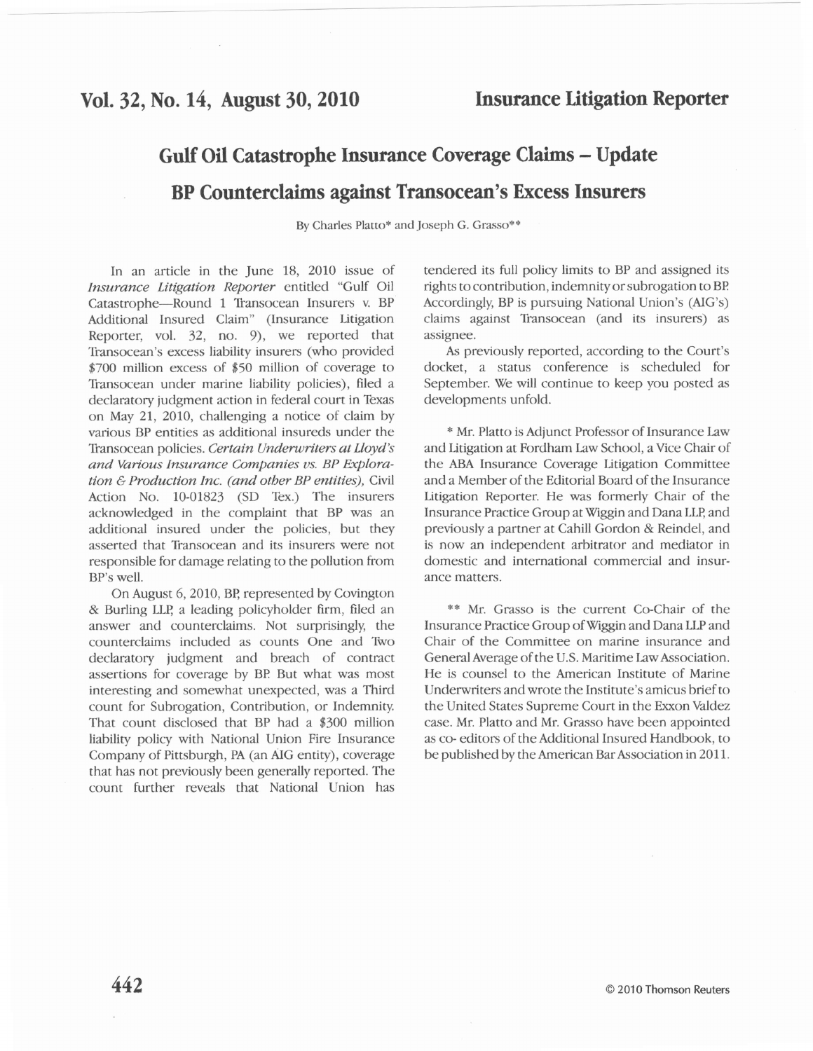# Gulf Oil Catastrophe Insurance Coverage Claims – Update

## BP Counterclaims against Transocean's Excess Insurers

By Charles Platto* and Joseph G. Grasso**

In an article in the June 18, 2010 issue of *Insurance Litigation Reporter* entitled "Gulf Oil Catastrophe—Round 1 Transocean Insurers v. BP Additional Insured Claim" (Insurance Litigation Reporter, vol. 32, no. 9), we reported that Transocean's excess liability insurers (who provided $700 million excess of $50 million of coverage to Transocean under marine liability policies), filed a declaratory judgment action in federal court in Texas on May 21, 2010, challenging a notice of claim by various BP entities as additional insureds under the Transocean policies. *Certain Underwriters at Lloyd's and Various Insurance Companies vs. BP Exploration & Production Inc. (and other BP entities),* Civil Action No. 10-01823 (SD Tex.) The insurers acknowledged in the complaint that BP was an additional insured under the policies, but they asserted that Transocean and its insurers were not responsible for damage relating to the pollution from BP's well.

On August 6, 2010, BP, represented by Covington & Burling LLP, a leading policyholder firm, filed an answer and counterclaims. Not surprisingly, the counterclaims included as counts One and Two declaratory judgment and breach of contract assertions for coverage by BP. But what was most interesting and somewhat unexpected, was a Third count for Subrogation, Contribution, or Indemnity. That count disclosed that BP had a $300 million liability policy with National Union Fire Insurance Company of Pittsburgh, PA (an AIG entity), coverage that has not previously been generally reported. The count further reveals that National Union has tendered its full policy limits to BP and assigned its rights to contribution, indemnity or subrogation to BP. Accordingly, BP is pursuing National Union's (AIG's) claims against Transocean (and its insurers) as assignee.

As previously reported, according to the Court's docket, a status conference is scheduled for September. We will continue to keep you posted as developments unfold.

\* Mr. Platto is Adjunct Professor of Insurance Law and Litigation at Fordham Law School, a Vice Chair of the ABA Insurance Coverage Litigation Committee and a Member of the Editorial Board of the Insurance Litigation Reporter. He was formerly Chair of the Insurance Practice Group at Wiggin and Dana LLP, and previously a partner at Cahill Gordon & Reindel, and is now an independent arbitrator and mediator in domestic and international commercial and insurance matters.

\*\* Mr. Grasso is the current Co-Chair of the Insurance Practice Group of Wiggin and Dana LLP and Chair of the Committee on marine insurance and General Average of the U.S. Maritime Law Association. He is counsel to the American Institute of Marine Underwriters and wrote the Institute's amicus brief to the United States Supreme Court in the Exxon Valdez case. Mr. Platto and Mr. Grasso have been appointed as co- editors of the Additional Insured Handbook, to be published by the American Bar Association in 2011.